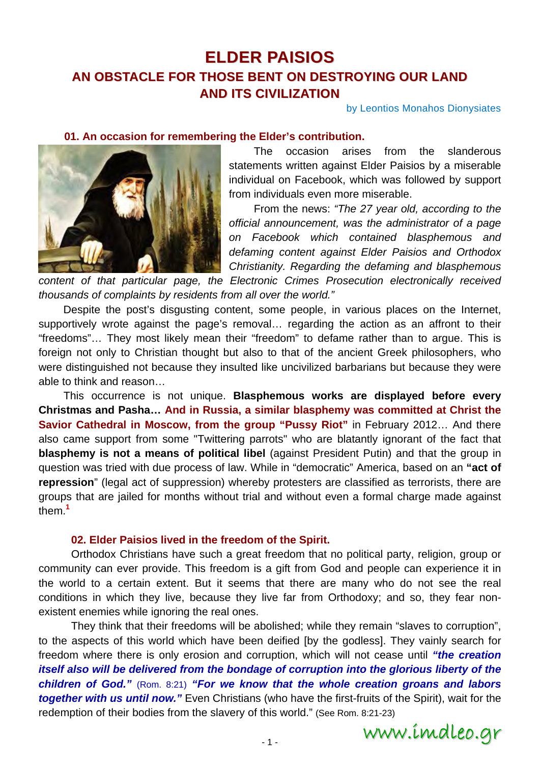# ELDER PAISIOS

## AN OBSTACLE FOR THOSE BENT ON DESTROYING OUR LAND AND ITS CIVILIZATION

by Leontios Monahos Dionysiates

### 01. An occasion for remembering the Elder's contribution.

The occasion arises from the slanderous statements written against Elder Paisios by a miserable individual on Facebook, which was followed by support from individuals even more miserable.

From the news: *"The 27 year old, according to the official announcement, was the administrator of a page on Facebook which contained blasphemous and defaming content against Elder Paisios and Orthodox Christianity. Regarding the defaming and blasphemous content of that particular page, the Electronic Crimes Prosecution electronically received thousands of complaints by residents from all over the world."*

Despite the post's disgusting content, some people, in various places on the Internet, supportively wrote against the page's removal… regarding the action as an affront to their "freedoms"… They most likely mean their "freedom" to defame rather than to argue. This is foreign not only to Christian thought but also to that of the ancient Greek philosophers, who were distinguished not because they insulted like uncivilized barbarians but because they were able to think and reason…

This occurrence is not unique. **Blasphemous works are displayed before every Christmas and Pasha… And in Russia, a similar blasphemy was committed at Christ the Savior Cathedral in Moscow, from the group "Pussy Riot"** in February 2012… And there also came support from some "Twittering parrots" who are blatantly ignorant of the fact that **blasphemy is not a means of political libel** (against President Putin) and that the group in question was tried with due process of law. While in "democratic" America, based on an **"act of repression"** (legal act of suppression) whereby protesters are classified as terrorists, there are groups that are jailed for months without trial and without even a formal charge made against them.[1]

### 02. Elder Paisios lived in the freedom of the Spirit.

Orthodox Christians have such a great freedom that no political party, religion, group or community can ever provide. This freedom is a gift from God and people can experience it in the world to a certain extent. But it seems that there are many who do not see the real conditions in which they live, because they live far from Orthodoxy; and so, they fear non-existent enemies while ignoring the real ones.

They think that their freedoms will be abolished; while they remain "slaves to corruption", to the aspects of this world which have been deified [by the godless]. They vainly search for freedom where there is only erosion and corruption, which will not cease until ***"the creation itself also will be delivered from the bondage of corruption into the glorious liberty of the children of God."*** (Rom. 8:21) ***"For we know that the whole creation groans and labors together with us until now."*** Even Christians (who have the first-fruits of the Spirit), wait for the redemption of their bodies from the slavery of this world." (See Rom. 8:21-23)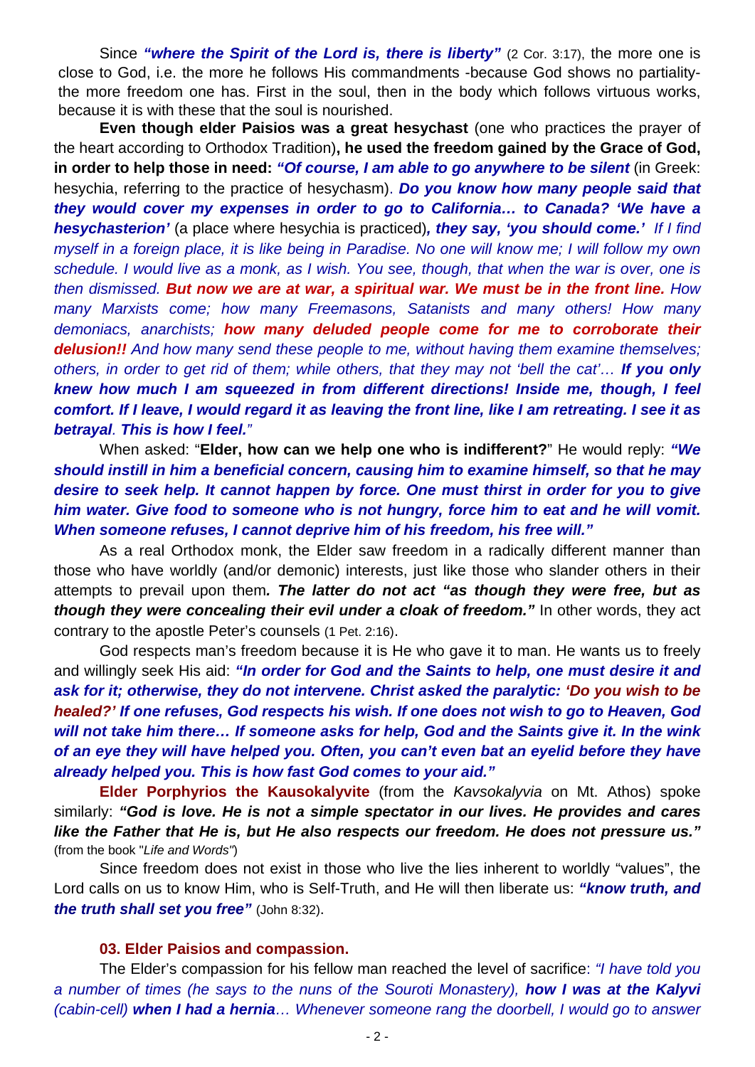Since ***"where the Spirit of the Lord is, there is liberty"*** (2 Cor. 3:17), the more one is close to God, i.e. the more he follows His commandments -because God shows no partiality- the more freedom one has. First in the soul, then in the body which follows virtuous works, because it is with these that the soul is nourished.

**Even though elder Paisios was a great hesychast** (one who practices the prayer of the heart according to Orthodox Tradition)**, he used the freedom gained by the Grace of God, in order to help those in need:** ***"Of course, I am able to go anywhere to be silent*** (in Greek: hesychia, referring to the practice of hesychasm). ***Do you know how many people said that they would cover my expenses in order to go to California… to Canada? 'We have a hesychasterion'*** (a place where hesychia is practiced)***, they say, 'you should come.'*** *If I find myself in a foreign place, it is like being in Paradise. No one will know me; I will follow my own schedule. I would live as a monk, as I wish. You see, though, that when the war is over, one is then dismissed.* ***But now we are at war, a spiritual war. We must be in the front line.*** *How many Marxists come; how many Freemasons, Satanists and many others! How many demoniacs, anarchists;* ***how many deluded people come for me to corroborate their delusion!!*** *And how many send these people to me, without having them examine themselves; others, in order to get rid of them; while others, that they may not 'bell the cat'…* ***If you only knew how much I am squeezed in from different directions! Inside me, though, I feel comfort. If I leave, I would regard it as leaving the front line, like I am retreating. I see it as betrayal***. ***This is how I feel.***"

When asked: "**Elder, how can we help one who is indifferent?**" He would reply: ***"We should instill in him a beneficial concern, causing him to examine himself, so that he may desire to seek help. It cannot happen by force. One must thirst in order for you to give him water. Give food to someone who is not hungry, force him to eat and he will vomit. When someone refuses, I cannot deprive him of his freedom, his free will."***

As a real Orthodox monk, the Elder saw freedom in a radically different manner than those who have worldly (and/or demonic) interests, just like those who slander others in their attempts to prevail upon them***. The latter do not act "as though they were free, but as though they were concealing their evil under a cloak of freedom."*** In other words, they act contrary to the apostle Peter's counsels (1 Pet. 2:16).

God respects man's freedom because it is He who gave it to man. He wants us to freely and willingly seek His aid: ***"In order for God and the Saints to help, one must desire it and ask for it; otherwise, they do not intervene. Christ asked the paralytic: 'Do you wish to be healed?' If one refuses, God respects his wish. If one does not wish to go to Heaven, God will not take him there… If someone asks for help, God and the Saints give it. In the wink of an eye they will have helped you. Often, you can't even bat an eyelid before they have already helped you. This is how fast God comes to your aid."***

**Elder Porphyrios the Kausokalyvite** (from the *Kavsokalyvia* on Mt. Athos) spoke similarly: ***"God is love. He is not a simple spectator in our lives. He provides and cares like the Father that He is, but He also respects our freedom. He does not pressure us."*** (from the book "*Life and Words*")

Since freedom does not exist in those who live the lies inherent to worldly "values", the Lord calls on us to know Him, who is Self-Truth, and He will then liberate us: ***"know truth, and the truth shall set you free"*** (John 8:32).

### 03. Elder Paisios and compassion.

The Elder's compassion for his fellow man reached the level of sacrifice: *"I have told you a number of times (he says to the nuns of the Souroti Monastery),* ***how I was at the Kalyvi*** *(cabin-cell)* ***when I had a hernia****… Whenever someone rang the doorbell, I would go to answer*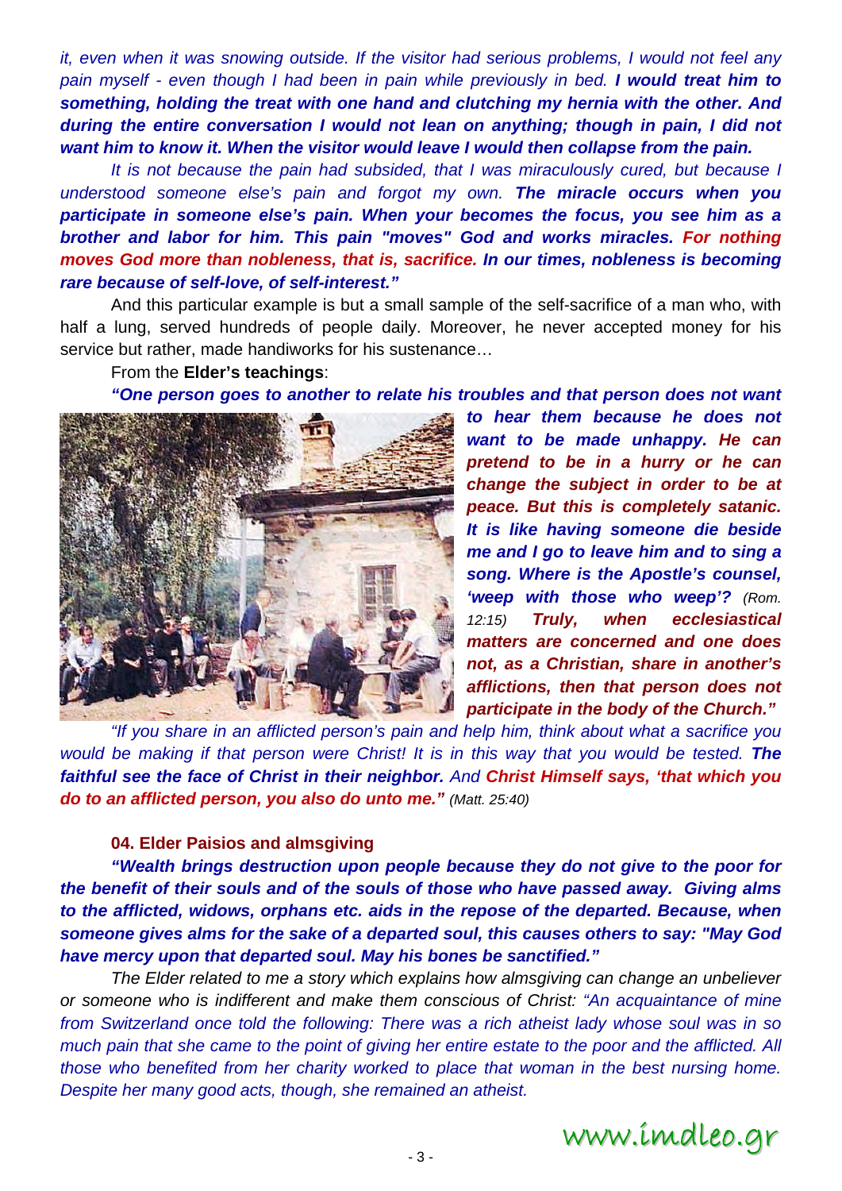*it, even when it was snowing outside. If the visitor had serious problems, I would not feel any pain myself - even though I had been in pain while previously in bed.* ***I would treat him to something, holding the treat with one hand and clutching my hernia with the other. And during the entire conversation I would not lean on anything; though in pain, I did not want him to know it. When the visitor would leave I would then collapse from the pain.***

*It is not because the pain had subsided, that I was miraculously cured, but because I understood someone else's pain and forgot my own.* ***The miracle occurs when you participate in someone else's pain. When your becomes the focus, you see him as a brother and labor for him. This pain "moves" God and works miracles. For nothing moves God more than nobleness, that is, sacrifice. In our times, nobleness is becoming rare because of self-love, of self-interest."***

And this particular example is but a small sample of the self-sacrifice of a man who, with half a lung, served hundreds of people daily. Moreover, he never accepted money for his service but rather, made handiworks for his sustenance…

From the **Elder's teachings**:

***"One person goes to another to relate his troubles and that person does not want to hear them because he does not want to be made unhappy. He can pretend to be in a hurry or he can change the subject in order to be at peace. But this is completely satanic. It is like having someone die beside me and I go to leave him and to sing a song. Where is the Apostle's counsel, 'weep with those who weep'?*** *(Rom. 12:15)* ***Truly, when ecclesiastical matters are concerned and one does not, as a Christian, share in another's afflictions, then that person does not participate in the body of the Church."***

*"If you share in an afflicted person's pain and help him, think about what a sacrifice you would be making if that person were Christ! It is in this way that you would be tested.* ***The faithful see the face of Christ in their neighbor.*** *And* ***Christ Himself says, 'that which you do to an afflicted person, you also do unto me."*** *(Matt. 25:40)*

### 04. Elder Paisios and almsgiving

***"Wealth brings destruction upon people because they do not give to the poor for the benefit of their souls and of the souls of those who have passed away. Giving alms to the afflicted, widows, orphans etc. aids in the repose of the departed. Because, when someone gives alms for the sake of a departed soul, this causes others to say: "May God have mercy upon that departed soul. May his bones be sanctified."***

*The Elder related to me a story which explains how almsgiving can change an unbeliever or someone who is indifferent and make them conscious of Christ: "An acquaintance of mine from Switzerland once told the following: There was a rich atheist lady whose soul was in so much pain that she came to the point of giving her entire estate to the poor and the afflicted. All those who benefited from her charity worked to place that woman in the best nursing home. Despite her many good acts, though, she remained an atheist.*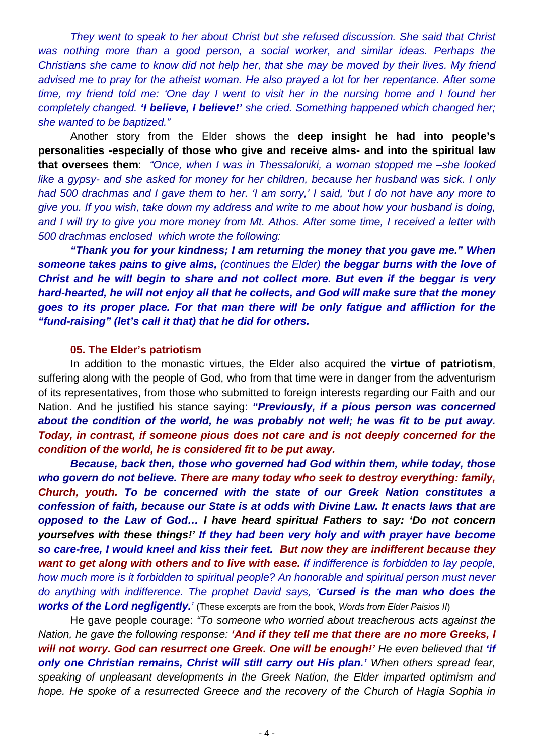*They went to speak to her about Christ but she refused discussion. She said that Christ was nothing more than a good person, a social worker, and similar ideas. Perhaps the Christians she came to know did not help her, that she may be moved by their lives. My friend advised me to pray for the atheist woman. He also prayed a lot for her repentance. After some time, my friend told me: 'One day I went to visit her in the nursing home and I found her completely changed.* ***'I believe, I believe!'*** *she cried. Something happened which changed her; she wanted to be baptized."*

Another story from the Elder shows the **deep insight he had into people's personalities -especially of those who give and receive alms- and into the spiritual law that oversees them**: *"Once, when I was in Thessaloniki, a woman stopped me –she looked like a gypsy- and she asked for money for her children, because her husband was sick. I only had 500 drachmas and I gave them to her. 'I am sorry,' I said, 'but I do not have any more to give you. If you wish, take down my address and write to me about how your husband is doing, and I will try to give you more money from Mt. Athos. After some time, I received a letter with 500 drachmas enclosed which wrote the following:*

***"Thank you for your kindness; I am returning the money that you gave me." When someone takes pains to give alms,*** *(continues the Elder)* ***the beggar burns with the love of Christ and he will begin to share and not collect more. But even if the beggar is very hard-hearted, he will not enjoy all that he collects, and God will make sure that the money goes to its proper place. For that man there will be only fatigue and affliction for the "fund-raising" (let's call it that) that he did for others.***

#### 05. The Elder's patriotism

In addition to the monastic virtues, the Elder also acquired the **virtue of patriotism**, suffering along with the people of God, who from that time were in danger from the adventurism of its representatives, from those who submitted to foreign interests regarding our Faith and our Nation. And he justified his stance saying: ***"Previously, if a pious person was concerned about the condition of the world, he was probably not well; he was fit to be put away. Today, in contrast, if someone pious does not care and is not deeply concerned for the condition of the world, he is considered fit to be put away.***

***Because, back then, those who governed had God within them, while today, those who govern do not believe. There are many today who seek to destroy everything: family, Church, youth. To be concerned with the state of our Greek Nation constitutes a confession of faith, because our State is at odds with Divine Law. It enacts laws that are opposed to the Law of God… I have heard spiritual Fathers to say: 'Do not concern yourselves with these things!' If they had been very holy and with prayer have become so care-free, I would kneel and kiss their feet. But now they are indifferent because they want to get along with others and to live with ease.*** *If indifference is forbidden to lay people, how much more is it forbidden to spiritual people? An honorable and spiritual person must never do anything with indifference. The prophet David says, '****Cursed is the man who does the works of the Lord negligently.****'* (These excerpts are from the book, *Words from Elder Paisios II*)

He gave people courage: *"To someone who worried about treacherous acts against the Nation, he gave the following response:* ***'And if they tell me that there are no more Greeks, I will not worry. God can resurrect one Greek. One will be enough!'*** *He even believed that* ***'if only one Christian remains, Christ will still carry out His plan.'*** *When others spread fear, speaking of unpleasant developments in the Greek Nation, the Elder imparted optimism and hope. He spoke of a resurrected Greece and the recovery of the Church of Hagia Sophia in*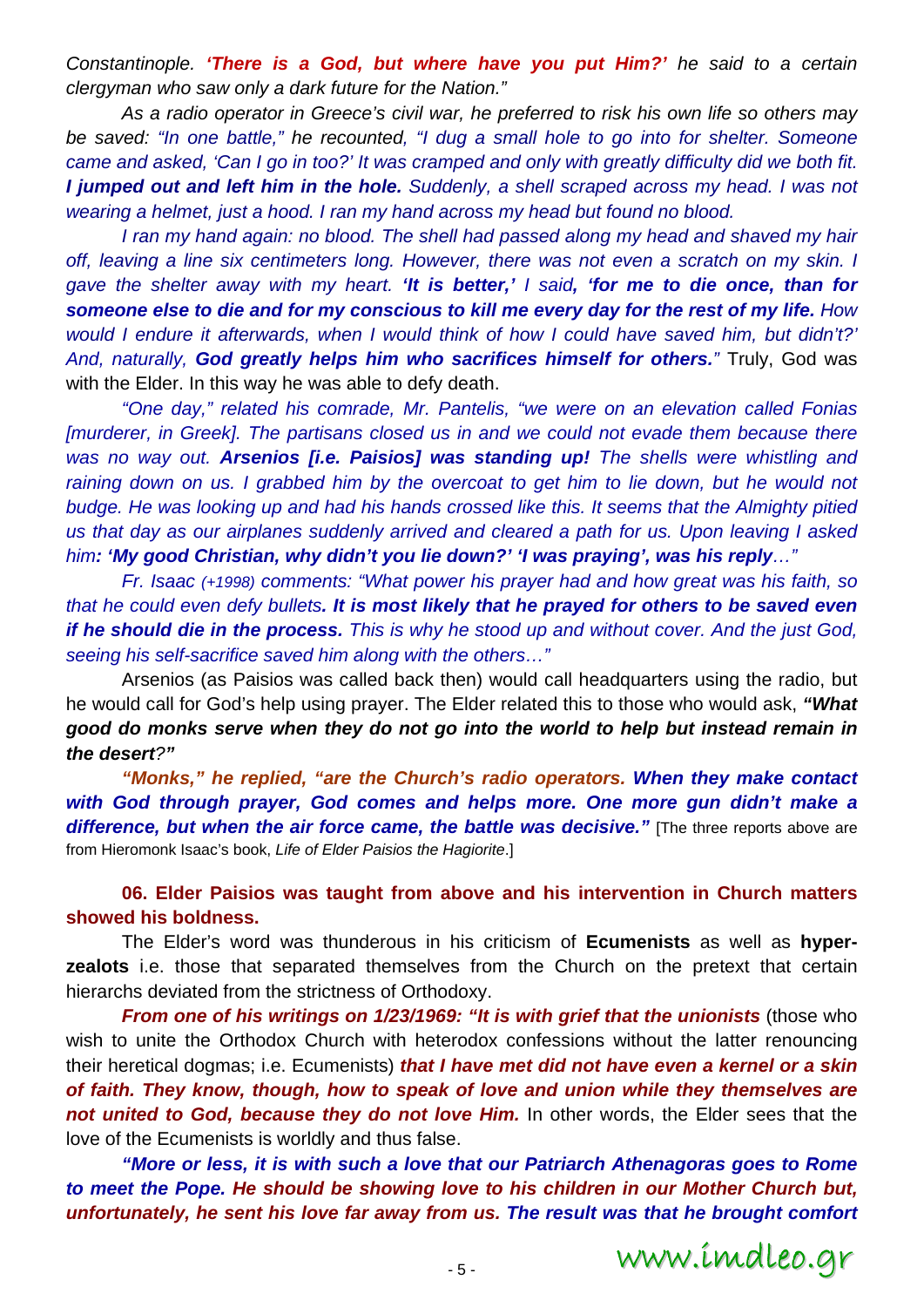*Constantinople.* ***'There is a God, but where have you put Him?'*** *he said to a certain clergyman who saw only a dark future for the Nation."*

*As a radio operator in Greece's civil war, he preferred to risk his own life so others may be saved: "In one battle," he recounted, "I dug a small hole to go into for shelter. Someone came and asked, 'Can I go in too?' It was cramped and only with greatly difficulty did we both fit.* ***I jumped out and left him in the hole.*** *Suddenly, a shell scraped across my head. I was not wearing a helmet, just a hood. I ran my hand across my head but found no blood.*

*I ran my hand again: no blood. The shell had passed along my head and shaved my hair off, leaving a line six centimeters long. However, there was not even a scratch on my skin. I gave the shelter away with my heart.* ***'It is better,'*** *I said****, 'for me to die once, than for someone else to die and for my conscious to kill me every day for the rest of my life.*** *How would I endure it afterwards, when I would think of how I could have saved him, but didn't?' And, naturally,* ***God greatly helps him who sacrifices himself for others.****"* Truly, God was with the Elder. In this way he was able to defy death.

*"One day," related his comrade, Mr. Pantelis, "we were on an elevation called Fonias [murderer, in Greek]. The partisans closed us in and we could not evade them because there was no way out.* ***Arsenios [i.e. Paisios] was standing up!*** *The shells were whistling and raining down on us. I grabbed him by the overcoat to get him to lie down, but he would not budge. He was looking up and had his hands crossed like this. It seems that the Almighty pitied us that day as our airplanes suddenly arrived and cleared a path for us. Upon leaving I asked him****: 'My good Christian, why didn't you lie down?' 'I was praying', was his reply****…"*

*Fr. Isaac (+1998) comments: "What power his prayer had and how great was his faith, so that he could even defy bullets****. It is most likely that he prayed for others to be saved even if he should die in the process.*** *This is why he stood up and without cover. And the just God, seeing his self-sacrifice saved him along with the others…"*

Arsenios (as Paisios was called back then) would call headquarters using the radio, but he would call for God's help using prayer. The Elder related this to those who would ask, ***"What good do monks serve when they do not go into the world to help but instead remain in the desert?"***

***"Monks," he replied, "are the Church's radio operators. When they make contact with God through prayer, God comes and helps more. One more gun didn't make a difference, but when the air force came, the battle was decisive."*** [The three reports above are from Hieromonk Isaac's book, *Life of Elder Paisios the Hagiorite*.]

**06. Elder Paisios was taught from above and his intervention in Church matters showed his boldness.**

The Elder's word was thunderous in his criticism of **Ecumenists** as well as **hyper-zealots** i.e. those that separated themselves from the Church on the pretext that certain hierarchs deviated from the strictness of Orthodoxy.

***From one of his writings on 1/23/1969: "It is with grief that the unionists*** (those who wish to unite the Orthodox Church with heterodox confessions without the latter renouncing their heretical dogmas; i.e. Ecumenists) ***that I have met did not have even a kernel or a skin of faith. They know, though, how to speak of love and union while they themselves are not united to God, because they do not love Him.*** In other words, the Elder sees that the love of the Ecumenists is worldly and thus false.

***"More or less, it is with such a love that our Patriarch Athenagoras goes to Rome to meet the Pope. He should be showing love to his children in our Mother Church but, unfortunately, he sent his love far away from us. The result was that he brought comfort***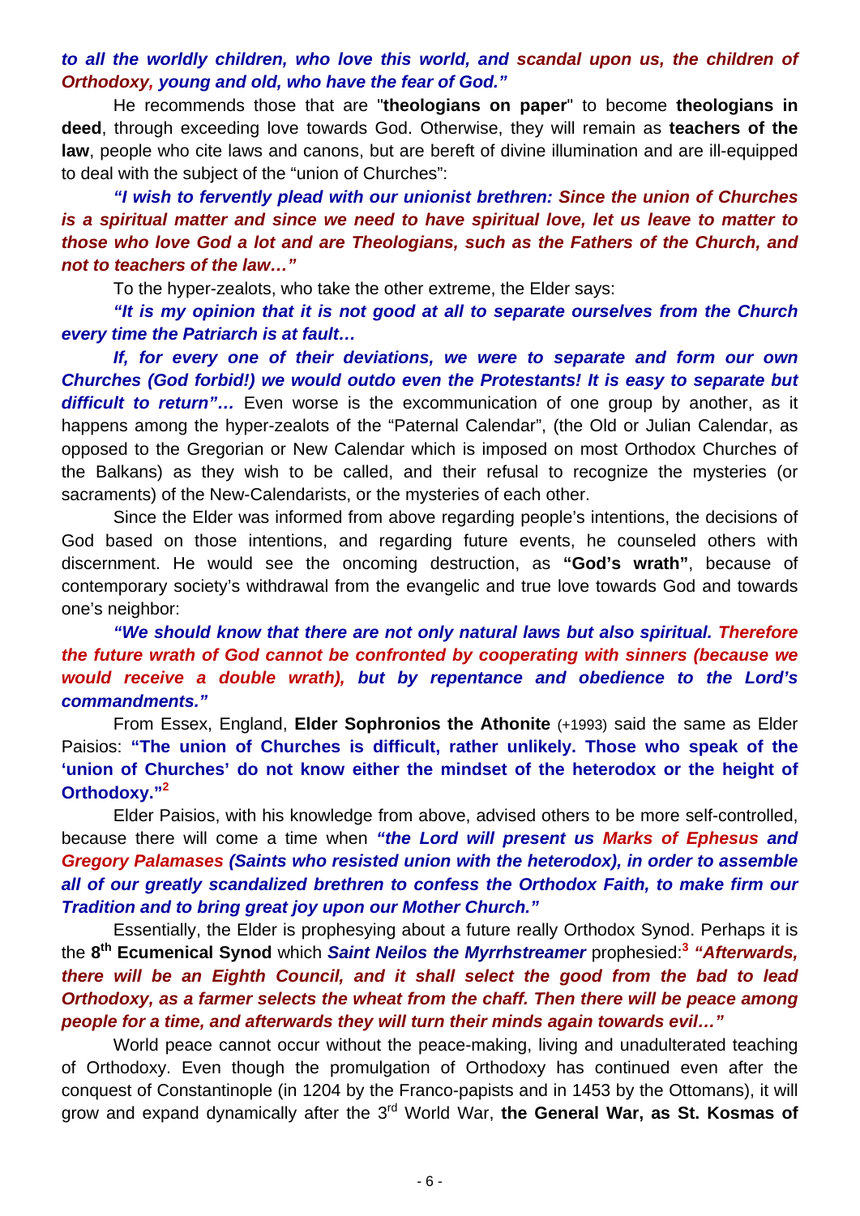***to all the worldly children, who love this world, and scandal upon us, the children of Orthodoxy, young and old, who have the fear of God."***

He recommends those that are "**theologians on paper**" to become **theologians in deed**, through exceeding love towards God. Otherwise, they will remain as **teachers of the law**, people who cite laws and canons, but are bereft of divine illumination and are ill-equipped to deal with the subject of the "union of Churches":

***"I wish to fervently plead with our unionist brethren: Since the union of Churches is a spiritual matter and since we need to have spiritual love, let us leave to matter to those who love God a lot and are Theologians, such as the Fathers of the Church, and not to teachers of the law…"***

To the hyper-zealots, who take the other extreme, the Elder says:

***"It is my opinion that it is not good at all to separate ourselves from the Church every time the Patriarch is at fault…***

***If, for every one of their deviations, we were to separate and form our own Churches (God forbid!) we would outdo even the Protestants! It is easy to separate but difficult to return"…*** Even worse is the excommunication of one group by another, as it happens among the hyper-zealots of the "Paternal Calendar", (the Old or Julian Calendar, as opposed to the Gregorian or New Calendar which is imposed on most Orthodox Churches of the Balkans) as they wish to be called, and their refusal to recognize the mysteries (or sacraments) of the New-Calendarists, or the mysteries of each other.

Since the Elder was informed from above regarding people's intentions, the decisions of God based on those intentions, and regarding future events, he counseled others with discernment. He would see the oncoming destruction, as **"God's wrath"**, because of contemporary society's withdrawal from the evangelic and true love towards God and towards one's neighbor:

***"We should know that there are not only natural laws but also spiritual. Therefore the future wrath of God cannot be confronted by cooperating with sinners (because we would receive a double wrath), but by repentance and obedience to the Lord's commandments."***

From Essex, England, **Elder Sophronios the Athonite** (+1993) said the same as Elder Paisios: **"The union of Churches is difficult, rather unlikely. Those who speak of the 'union of Churches' do not know either the mindset of the heterodox or the height of Orthodoxy."**[2]

Elder Paisios, with his knowledge from above, advised others to be more self-controlled, because there will come a time when ***"the Lord will present us Marks of Ephesus and Gregory Palamases (Saints who resisted union with the heterodox), in order to assemble all of our greatly scandalized brethren to confess the Orthodox Faith, to make firm our Tradition and to bring great joy upon our Mother Church."***

Essentially, the Elder is prophesying about a future really Orthodox Synod. Perhaps it is the **8th Ecumenical Synod** which ***Saint Neilos the Myrrhstreamer*** prophesied:[3] ***"Afterwards, there will be an Eighth Council, and it shall select the good from the bad to lead Orthodoxy, as a farmer selects the wheat from the chaff. Then there will be peace among people for a time, and afterwards they will turn their minds again towards evil…"***

World peace cannot occur without the peace-making, living and unadulterated teaching of Orthodoxy. Even though the promulgation of Orthodoxy has continued even after the conquest of Constantinople (in 1204 by the Franco-papists and in 1453 by the Ottomans), it will grow and expand dynamically after the 3rd World War, **the General War, as St. Kosmas of**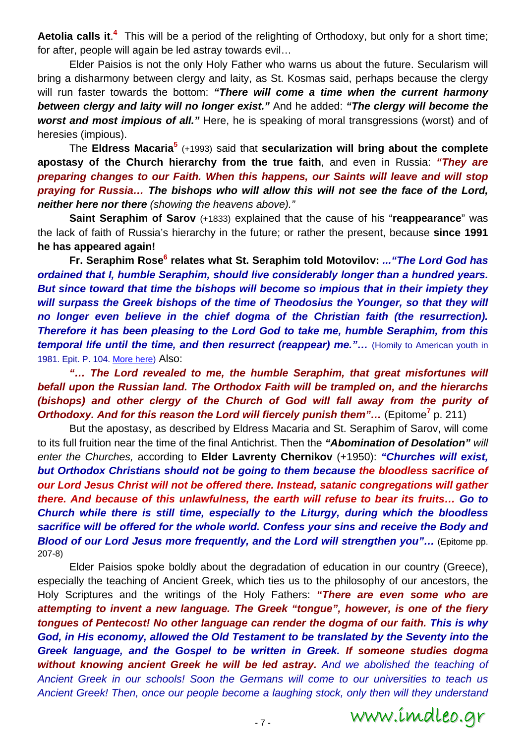**Aetolia calls it**.[4] This will be a period of the relighting of Orthodoxy, but only for a short time; for after, people will again be led astray towards evil…

Elder Paisios is not the only Holy Father who warns us about the future. Secularism will bring a disharmony between clergy and laity, as St. Kosmas said, perhaps because the clergy will run faster towards the bottom: ***"There will come a time when the current harmony between clergy and laity will no longer exist."*** And he added: ***"The clergy will become the worst and most impious of all."*** Here, he is speaking of moral transgressions (worst) and of heresies (impious).

The **Eldress Macaria**[5] (+1993) said that **secularization will bring about the complete apostasy of the Church hierarchy from the true faith**, and even in Russia: ***"They are preparing changes to our Faith. When this happens, our Saints will leave and will stop praying for Russia… The bishops who will allow this will not see the face of the Lord, neither here nor there*** *(showing the heavens above)."*

**Saint Seraphim of Sarov** (+1833) explained that the cause of his "**reappearance**" was the lack of faith of Russia's hierarchy in the future; or rather the present, because **since 1991 he has appeared again!**

**Fr. Seraphim Rose**[6] **relates what St. Seraphim told Motovilov:** ***…"The Lord God has ordained that I, humble Seraphim, should live considerably longer than a hundred years. But since toward that time the bishops will become so impious that in their impiety they will surpass the Greek bishops of the time of Theodosius the Younger, so that they will no longer even believe in the chief dogma of the Christian faith (the resurrection). Therefore it has been pleasing to the Lord God to take me, humble Seraphim, from this temporal life until the time, and then resurrect (reappear) me."…*** (Homily to American youth in 1981. Epit. P. 104. More here) Also:

***"… The Lord revealed to me, the humble Seraphim, that great misfortunes will befall upon the Russian land. The Orthodox Faith will be trampled on, and the hierarchs (bishops) and other clergy of the Church of God will fall away from the purity of Orthodoxy. And for this reason the Lord will fiercely punish them"…*** (Epitome[7] p. 211)

But the apostasy, as described by Eldress Macaria and St. Seraphim of Sarov, will come to its full fruition near the time of the final Antichrist. Then the ***"Abomination of Desolation"*** *will enter the Churches,* according to **Elder Lavrenty Chernikov** (+1950): ***"Churches will exist, but Orthodox Christians should not be going to them because the bloodless sacrifice of our Lord Jesus Christ will not be offered there. Instead, satanic congregations will gather there. And because of this unlawfulness, the earth will refuse to bear its fruits… Go to Church while there is still time, especially to the Liturgy, during which the bloodless sacrifice will be offered for the whole world. Confess your sins and receive the Body and Blood of our Lord Jesus more frequently, and the Lord will strengthen you"…*** (Epitome pp. 207-8)

Elder Paisios spoke boldly about the degradation of education in our country (Greece), especially the teaching of Ancient Greek, which ties us to the philosophy of our ancestors, the Holy Scriptures and the writings of the Holy Fathers: ***"There are even some who are attempting to invent a new language. The Greek "tongue", however, is one of the fiery tongues of Pentecost! No other language can render the dogma of our faith. This is why God, in His economy, allowed the Old Testament to be translated by the Seventy into the Greek language, and the Gospel to be written in Greek. If someone studies dogma without knowing ancient Greek he will be led astray.*** *And we abolished the teaching of Ancient Greek in our schools! Soon the Germans will come to our universities to teach us Ancient Greek! Then, once our people become a laughing stock, only then will they understand*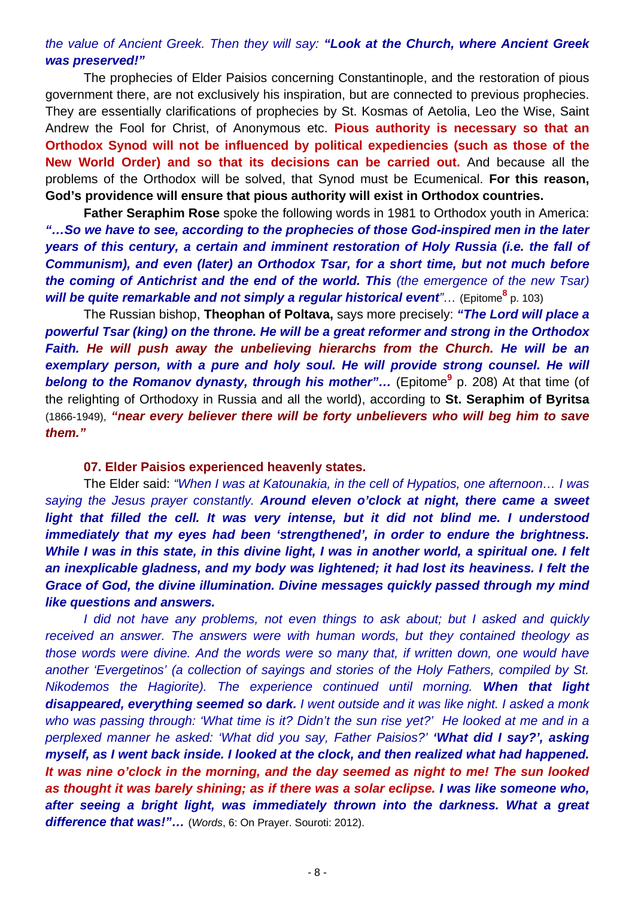*the value of Ancient Greek. Then they will say:* ***"Look at the Church, where Ancient Greek was preserved!"***

The prophecies of Elder Paisios concerning Constantinople, and the restoration of pious government there, are not exclusively his inspiration, but are connected to previous prophecies. They are essentially clarifications of prophecies by St. Kosmas of Aetolia, Leo the Wise, Saint Andrew the Fool for Christ, of Anonymous etc. **Pious authority is necessary so that an Orthodox Synod will not be influenced by political expediencies (such as those of the New World Order) and so that its decisions can be carried out.** And because all the problems of the Orthodox will be solved, that Synod must be Ecumenical. **For this reason, God's providence will ensure that pious authority will exist in Orthodox countries.**

**Father Seraphim Rose** spoke the following words in 1981 to Orthodox youth in America: ***"…So we have to see, according to the prophecies of those God-inspired men in the later years of this century, a certain and imminent restoration of Holy Russia (i.e. the fall of Communism), and even (later) an Orthodox Tsar, for a short time, but not much before the coming of Antichrist and the end of the world. This*** *(the emergence of the new Tsar)* ***will be quite remarkable and not simply a regular historical event****"…* (Epitome[8] p. 103)

The Russian bishop, **Theophan of Poltava,** says more precisely: ***"The Lord will place a powerful Tsar (king) on the throne. He will be a great reformer and strong in the Orthodox Faith. He will push away the unbelieving hierarchs from the Church. He will be an exemplary person, with a pure and holy soul. He will provide strong counsel. He will belong to the Romanov dynasty, through his mother"…*** (Epitome[9] p. 208) At that time (of the relighting of Orthodoxy in Russia and all the world), according to **St. Seraphim of Byritsa** (1866-1949), ***"near every believer there will be forty unbelievers who will beg him to save them."***

### 07. Elder Paisios experienced heavenly states.

The Elder said: *"When I was at Katounakia, in the cell of Hypatios, one afternoon… I was saying the Jesus prayer constantly.* ***Around eleven o'clock at night, there came a sweet light that filled the cell. It was very intense, but it did not blind me. I understood immediately that my eyes had been 'strengthened', in order to endure the brightness. While I was in this state, in this divine light, I was in another world, a spiritual one. I felt an inexplicable gladness, and my body was lightened; it had lost its heaviness. I felt the Grace of God, the divine illumination. Divine messages quickly passed through my mind like questions and answers.***

*I did not have any problems, not even things to ask about; but I asked and quickly received an answer. The answers were with human words, but they contained theology as those words were divine. And the words were so many that, if written down, one would have another 'Evergetinos' (a collection of sayings and stories of the Holy Fathers, compiled by St. Nikodemos the Hagiorite). The experience continued until morning.* ***When that light disappeared, everything seemed so dark.*** *I went outside and it was like night. I asked a monk who was passing through: 'What time is it? Didn't the sun rise yet?' He looked at me and in a perplexed manner he asked: 'What did you say, Father Paisios?'* ***'What did I say?', asking myself, as I went back inside. I looked at the clock, and then realized what had happened. It was nine o'clock in the morning, and the day seemed as night to me! The sun looked as thought it was barely shining; as if there was a solar eclipse. I was like someone who, after seeing a bright light, was immediately thrown into the darkness. What a great difference that was!"…*** (*Words*, 6: On Prayer. Souroti: 2012).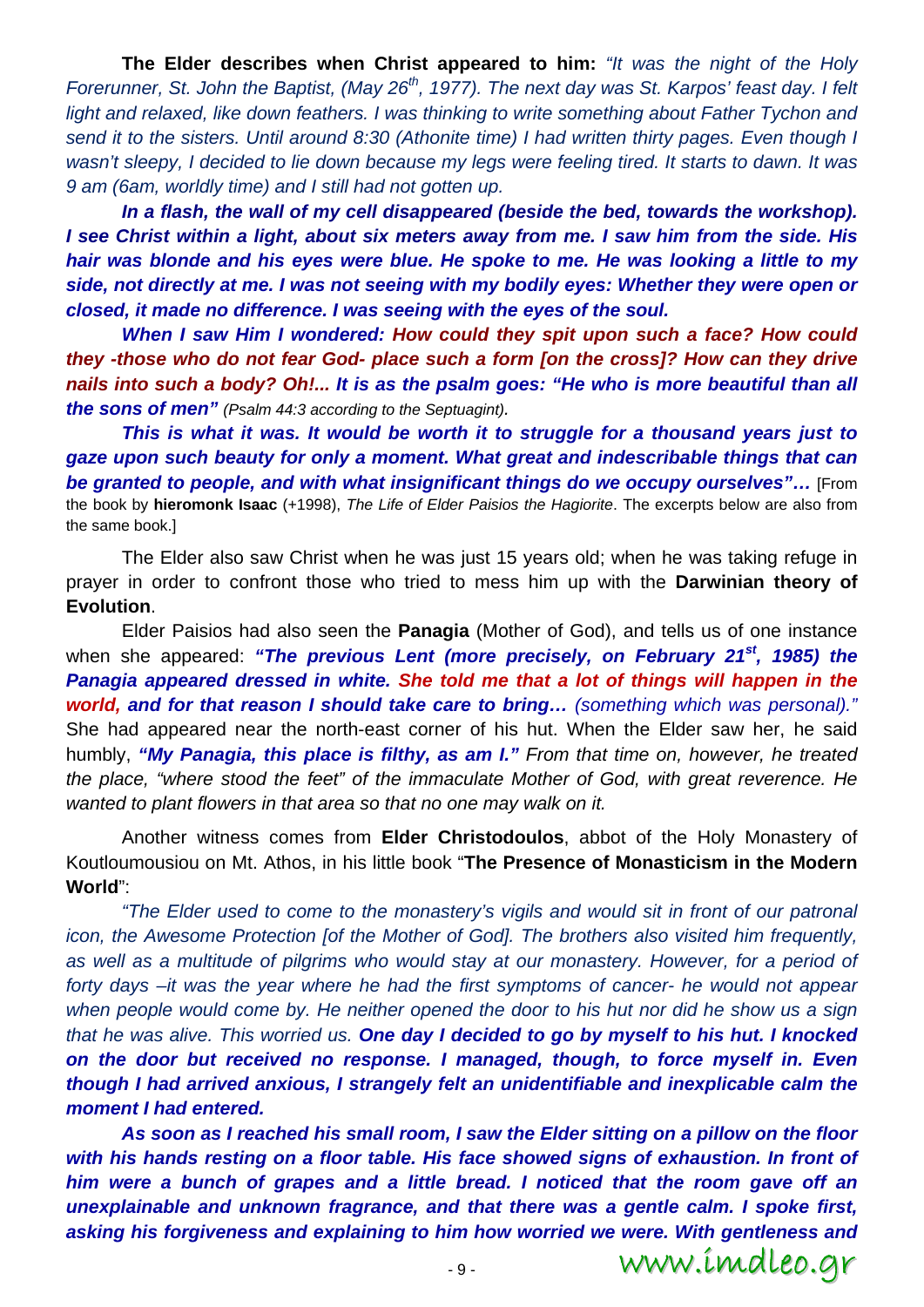**The Elder describes when Christ appeared to him:** *"It was the night of the Holy Forerunner, St. John the Baptist, (May 26th, 1977). The next day was St. Karpos' feast day. I felt light and relaxed, like down feathers. I was thinking to write something about Father Tychon and send it to the sisters. Until around 8:30 (Athonite time) I had written thirty pages. Even though I wasn't sleepy, I decided to lie down because my legs were feeling tired. It starts to dawn. It was 9 am (6am, worldly time) and I still had not gotten up.*

***In a flash, the wall of my cell disappeared (beside the bed, towards the workshop). I see Christ within a light, about six meters away from me. I saw him from the side. His hair was blonde and his eyes were blue. He spoke to me. He was looking a little to my side, not directly at me. I was not seeing with my bodily eyes: Whether they were open or closed, it made no difference. I was seeing with the eyes of the soul.***

***When I saw Him I wondered: How could they spit upon such a face? How could they -those who do not fear God- place such a form [on the cross]? How can they drive nails into such a body? Oh!... It is as the psalm goes: "He who is more beautiful than all the sons of men"*** *(Psalm 44:3 according to the Septuagint).*

***This is what it was. It would be worth it to struggle for a thousand years just to gaze upon such beauty for only a moment. What great and indescribable things that can be granted to people, and with what insignificant things do we occupy ourselves"…*** [From the book by **hieromonk Isaac** (+1998), *The Life of Elder Paisios the Hagiorite*. The excerpts below are also from the same book.]

The Elder also saw Christ when he was just 15 years old; when he was taking refuge in prayer in order to confront those who tried to mess him up with the **Darwinian theory of Evolution**.

Elder Paisios had also seen the **Panagia** (Mother of God), and tells us of one instance when she appeared: ***"The previous Lent (more precisely, on February 21st, 1985) the Panagia appeared dressed in white. She told me that a lot of things will happen in the world, and for that reason I should take care to bring…*** *(something which was personal)."* She had appeared near the north-east corner of his hut. When the Elder saw her, he said humbly, ***"My Panagia, this place is filthy, as am I."*** *From that time on, however, he treated the place, "where stood the feet" of the immaculate Mother of God, with great reverence. He wanted to plant flowers in that area so that no one may walk on it.*

Another witness comes from **Elder Christodoulos**, abbot of the Holy Monastery of Koutloumousiou on Mt. Athos, in his little book "**The Presence of Monasticism in the Modern World**":

*"The Elder used to come to the monastery's vigils and would sit in front of our patronal icon, the Awesome Protection [of the Mother of God]. The brothers also visited him frequently, as well as a multitude of pilgrims who would stay at our monastery. However, for a period of forty days –it was the year where he had the first symptoms of cancer- he would not appear when people would come by. He neither opened the door to his hut nor did he show us a sign that he was alive. This worried us.* ***One day I decided to go by myself to his hut. I knocked on the door but received no response. I managed, though, to force myself in. Even though I had arrived anxious, I strangely felt an unidentifiable and inexplicable calm the moment I had entered.***

***As soon as I reached his small room, I saw the Elder sitting on a pillow on the floor with his hands resting on a floor table. His face showed signs of exhaustion. In front of him were a bunch of grapes and a little bread. I noticed that the room gave off an unexplainable and unknown fragrance, and that there was a gentle calm. I spoke first, asking his forgiveness and explaining to him how worried we were. With gentleness and***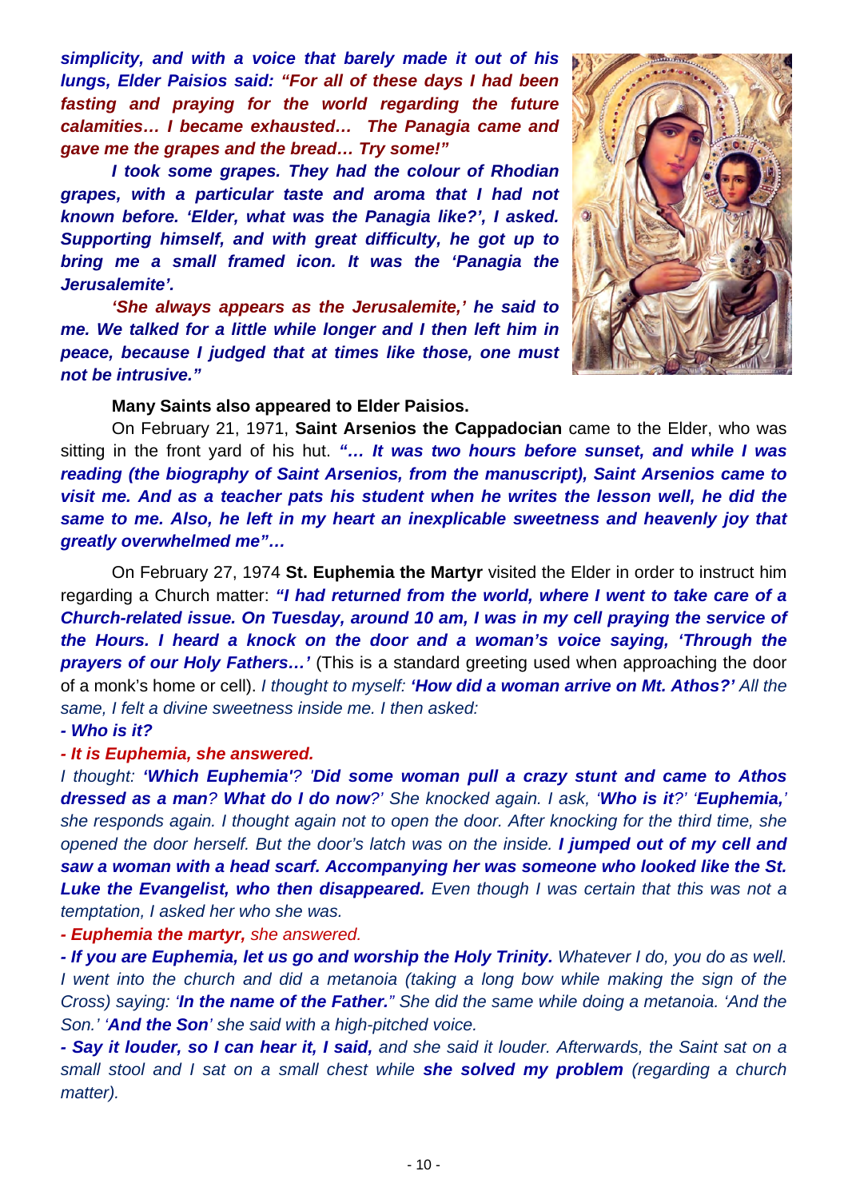***simplicity, and with a voice that barely made it out of his lungs, Elder Paisios said: "For all of these days I had been fasting and praying for the world regarding the future calamities… I became exhausted… The Panagia came and gave me the grapes and the bread… Try some!"***

***I took some grapes. They had the colour of Rhodian grapes, with a particular taste and aroma that I had not known before. 'Elder, what was the Panagia like?', I asked. Supporting himself, and with great difficulty, he got up to bring me a small framed icon. It was the 'Panagia the Jerusalemite'.***

***'She always appears as the Jerusalemite,' he said to me. We talked for a little while longer and I then left him in peace, because I judged that at times like those, one must not be intrusive."***

**Many Saints also appeared to Elder Paisios.**

On February 21, 1971, **Saint Arsenios the Cappadocian** came to the Elder, who was sitting in the front yard of his hut. ***"… It was two hours before sunset, and while I was reading (the biography of Saint Arsenios, from the manuscript), Saint Arsenios came to visit me. And as a teacher pats his student when he writes the lesson well, he did the same to me. Also, he left in my heart an inexplicable sweetness and heavenly joy that greatly overwhelmed me"…***

On February 27, 1974 **St. Euphemia the Martyr** visited the Elder in order to instruct him regarding a Church matter: ***"I had returned from the world, where I went to take care of a Church-related issue. On Tuesday, around 10 am, I was in my cell praying the service of the Hours. I heard a knock on the door and a woman's voice saying, 'Through the prayers of our Holy Fathers…'*** (This is a standard greeting used when approaching the door of a monk's home or cell). *I thought to myself:* ***'How did a woman arrive on Mt. Athos?'*** *All the same, I felt a divine sweetness inside me. I then asked:*

***- Who is it?***

***- It is Euphemia, she answered.***

*I thought:* ***'Which Euphemia'****? '****Did some woman pull a crazy stunt and came to Athos dressed as a man****?* ***What do I do now****?' She knocked again. I ask, '****Who is it****?' '****Euphemia,****' she responds again. I thought again not to open the door. After knocking for the third time, she opened the door herself. But the door's latch was on the inside.* ***I jumped out of my cell and saw a woman with a head scarf. Accompanying her was someone who looked like the St. Luke the Evangelist, who then disappeared.*** *Even though I was certain that this was not a temptation, I asked her who she was.*

***- Euphemia the martyr,*** *she answered.*

***- If you are Euphemia, let us go and worship the Holy Trinity.*** *Whatever I do, you do as well. I went into the church and did a metanoia (taking a long bow while making the sign of the Cross) saying: '****In the name of the Father.****" She did the same while doing a metanoia. 'And the Son.' '****And the Son****' she said with a high-pitched voice.*

***- Say it louder, so I can hear it, I said,*** *and she said it louder. Afterwards, the Saint sat on a small stool and I sat on a small chest while* ***she solved my problem*** *(regarding a church matter).*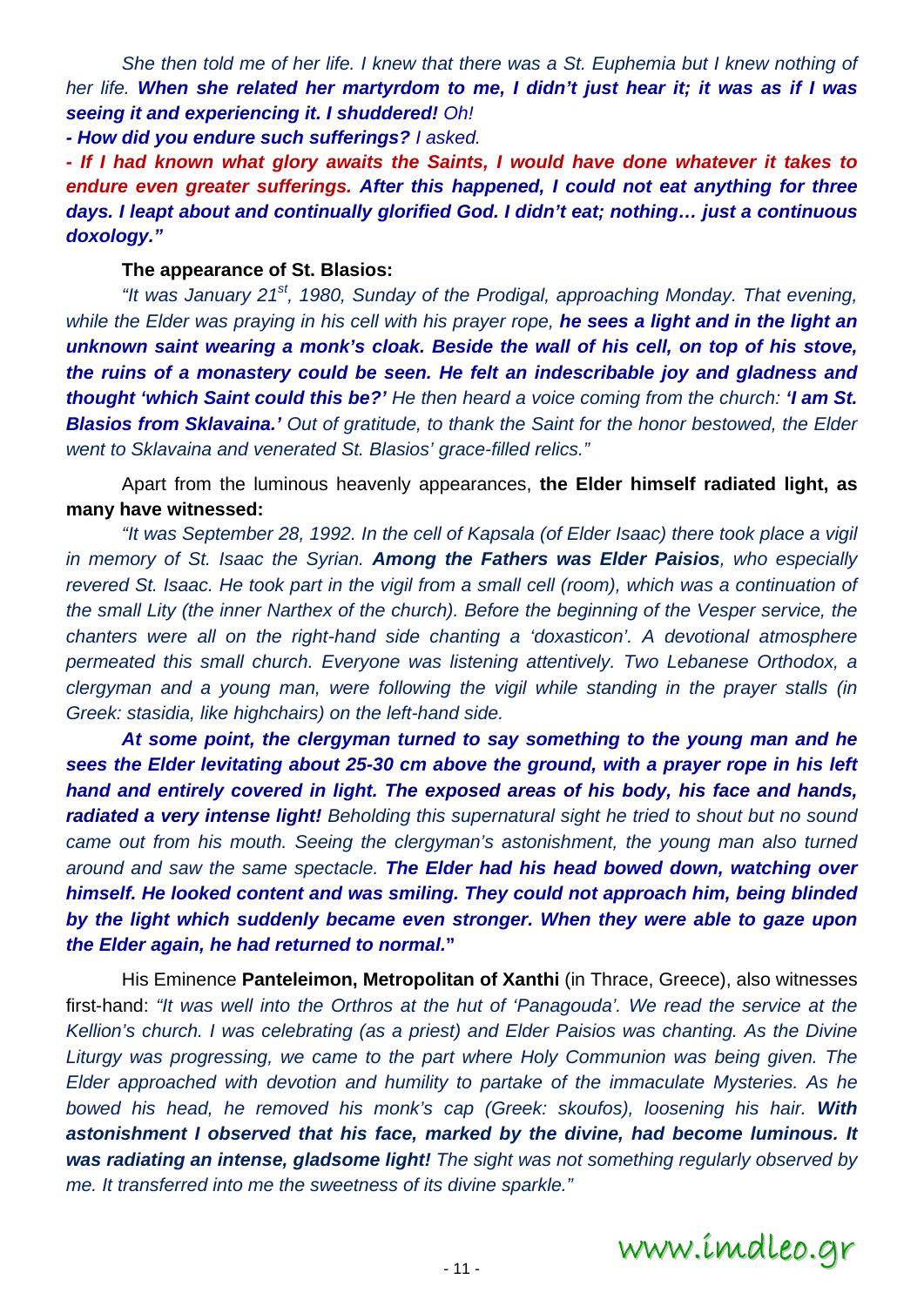*She then told me of her life. I knew that there was a St. Euphemia but I knew nothing of her life.* ***When she related her martyrdom to me, I didn't just hear it; it was as if I was seeing it and experiencing it. I shuddered!*** *Oh!*

***- How did you endure such sufferings?*** *I asked.*

***- If I had known what glory awaits the Saints, I would have done whatever it takes to endure even greater sufferings. After this happened, I could not eat anything for three days. I leapt about and continually glorified God. I didn't eat; nothing… just a continuous doxology."***

**The appearance of St. Blasios:**

*"It was January 21st, 1980, Sunday of the Prodigal, approaching Monday. That evening, while the Elder was praying in his cell with his prayer rope,* ***he sees a light and in the light an unknown saint wearing a monk's cloak. Beside the wall of his cell, on top of his stove, the ruins of a monastery could be seen. He felt an indescribable joy and gladness and thought 'which Saint could this be?'*** *He then heard a voice coming from the church:* ***'I am St. Blasios from Sklavaina.'*** *Out of gratitude, to thank the Saint for the honor bestowed, the Elder went to Sklavaina and venerated St. Blasios' grace-filled relics."*

Apart from the luminous heavenly appearances, **the Elder himself radiated light, as many have witnessed:**

*"It was September 28, 1992. In the cell of Kapsala (of Elder Isaac) there took place a vigil in memory of St. Isaac the Syrian.* ***Among the Fathers was Elder Paisios****, who especially revered St. Isaac. He took part in the vigil from a small cell (room), which was a continuation of the small Lity (the inner Narthex of the church). Before the beginning of the Vesper service, the chanters were all on the right-hand side chanting a 'doxasticon'. A devotional atmosphere permeated this small church. Everyone was listening attentively. Two Lebanese Orthodox, a clergyman and a young man, were following the vigil while standing in the prayer stalls (in Greek: stasidia, like highchairs) on the left-hand side.*

***At some point, the clergyman turned to say something to the young man and he sees the Elder levitating about 25-30 cm above the ground, with a prayer rope in his left hand and entirely covered in light. The exposed areas of his body, his face and hands, radiated a very intense light!*** *Beholding this supernatural sight he tried to shout but no sound came out from his mouth. Seeing the clergyman's astonishment, the young man also turned around and saw the same spectacle.* ***The Elder had his head bowed down, watching over himself. He looked content and was smiling. They could not approach him, being blinded by the light which suddenly became even stronger. When they were able to gaze upon the Elder again, he had returned to normal.*****"**

His Eminence **Panteleimon, Metropolitan of Xanthi** (in Thrace, Greece), also witnesses first-hand: *"It was well into the Orthros at the hut of 'Panagouda'. We read the service at the Kellion's church. I was celebrating (as a priest) and Elder Paisios was chanting. As the Divine Liturgy was progressing, we came to the part where Holy Communion was being given. The Elder approached with devotion and humility to partake of the immaculate Mysteries. As he bowed his head, he removed his monk's cap (Greek: skoufos), loosening his hair.* ***With astonishment I observed that his face, marked by the divine, had become luminous. It was radiating an intense, gladsome light!*** *The sight was not something regularly observed by me. It transferred into me the sweetness of its divine sparkle."*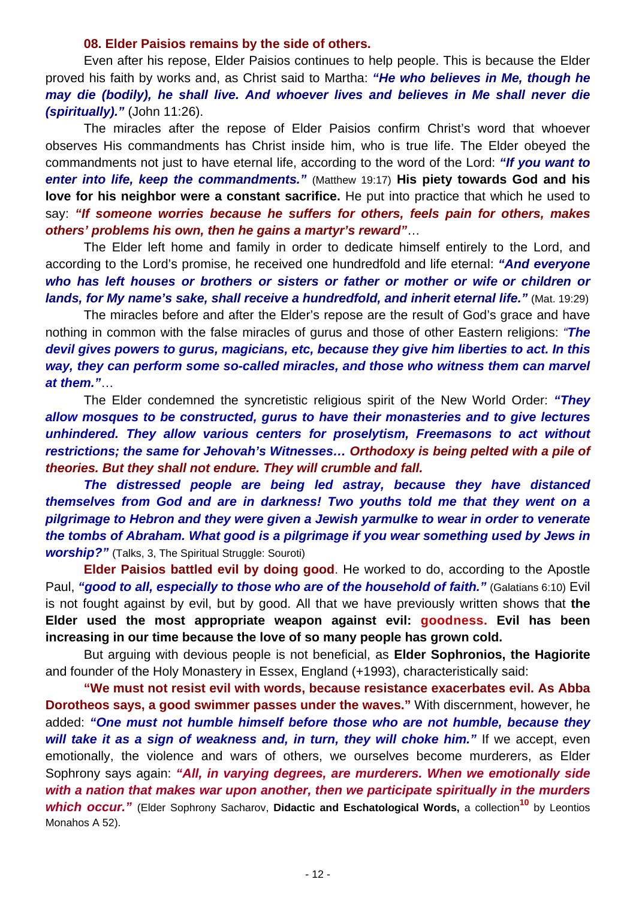**08. Elder Paisios remains by the side of others.**

Even after his repose, Elder Paisios continues to help people. This is because the Elder proved his faith by works and, as Christ said to Martha: ***"He who believes in Me, though he may die (bodily), he shall live. And whoever lives and believes in Me shall never die (spiritually)."*** (John 11:26).

The miracles after the repose of Elder Paisios confirm Christ's word that whoever observes His commandments has Christ inside him, who is true life. The Elder obeyed the commandments not just to have eternal life, according to the word of the Lord: ***"If you want to enter into life, keep the commandments."*** (Matthew 19:17) **His piety towards God and his love for his neighbor were a constant sacrifice.** He put into practice that which he used to say: ***"If someone worries because he suffers for others, feels pain for others, makes others' problems his own, then he gains a martyr's reward"***…

The Elder left home and family in order to dedicate himself entirely to the Lord, and according to the Lord's promise, he received one hundredfold and life eternal: ***"And everyone who has left houses or brothers or sisters or father or mother or wife or children or lands, for My name's sake, shall receive a hundredfold, and inherit eternal life."*** (Mat. 19:29)

The miracles before and after the Elder's repose are the result of God's grace and have nothing in common with the false miracles of gurus and those of other Eastern religions: *"**The devil gives powers to gurus, magicians, etc, because they give him liberties to act. In this way, they can perform some so-called miracles, and those who witness them can marvel at them."***…

The Elder condemned the syncretistic religious spirit of the New World Order: ***"They allow mosques to be constructed, gurus to have their monasteries and to give lectures unhindered. They allow various centers for proselytism, Freemasons to act without restrictions; the same for Jehovah's Witnesses… Orthodoxy is being pelted with a pile of theories. But they shall not endure. They will crumble and fall.***

***The distressed people are being led astray, because they have distanced themselves from God and are in darkness! Two youths told me that they went on a pilgrimage to Hebron and they were given a Jewish yarmulke to wear in order to venerate the tombs of Abraham. What good is a pilgrimage if you wear something used by Jews in worship?"*** (Talks, 3, The Spiritual Struggle: Souroti)

**Elder Paisios battled evil by doing good**. He worked to do, according to the Apostle Paul, ***"good to all, especially to those who are of the household of faith."*** (Galatians 6:10) Evil is not fought against by evil, but by good. All that we have previously written shows that **the Elder used the most appropriate weapon against evil: goodness. Evil has been increasing in our time because the love of so many people has grown cold.**

But arguing with devious people is not beneficial, as **Elder Sophronios, the Hagiorite** and founder of the Holy Monastery in Essex, England (+1993), characteristically said:

**"We must not resist evil with words, because resistance exacerbates evil. As Abba Dorotheos says, a good swimmer passes under the waves."** With discernment, however, he added: ***"One must not humble himself before those who are not humble, because they will take it as a sign of weakness and, in turn, they will choke him."*** If we accept, even emotionally, the violence and wars of others, we ourselves become murderers, as Elder Sophrony says again: ***"All, in varying degrees, are murderers. When we emotionally side with a nation that makes war upon another, then we participate spiritually in the murders which occur."*** (Elder Sophrony Sacharov, **Didactic and Eschatological Words,** a collection[10] by Leontios Monahos A 52).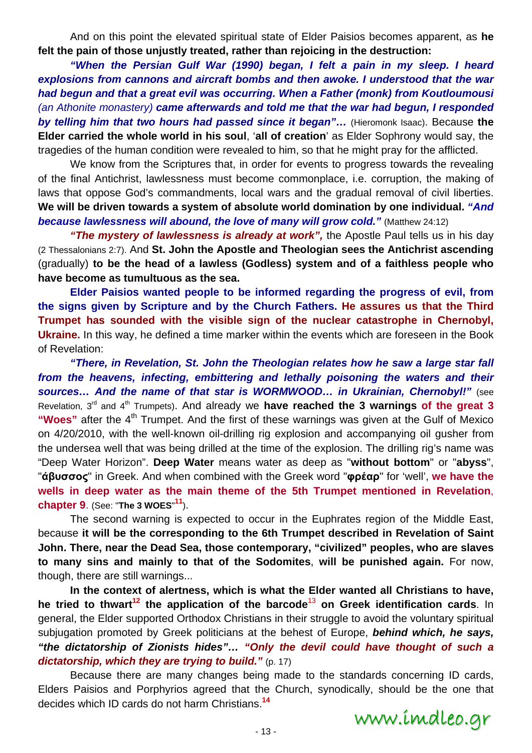And on this point the elevated spiritual state of Elder Paisios becomes apparent, as **he felt the pain of those unjustly treated, rather than rejoicing in the destruction:**

***"When the Persian Gulf War (1990) began, I felt a pain in my sleep. I heard explosions from cannons and aircraft bombs and then awoke. I understood that the war had begun and that a great evil was occurring. When a Father (monk) from Koutloumousi** (an Athonite monastery) **came afterwards and told me that the war had begun, I responded by telling him that two hours had passed since it began"…*** (Hieromonk Isaac). Because **the Elder carried the whole world in his soul**, '**all of creation**' as Elder Sophrony would say, the tragedies of the human condition were revealed to him, so that he might pray for the afflicted.

We know from the Scriptures that, in order for events to progress towards the revealing of the final Antichrist, lawlessness must become commonplace, i.e. corruption, the making of laws that oppose God's commandments, local wars and the gradual removal of civil liberties. **We will be driven towards a system of absolute world domination by one individual.** ***"And because lawlessness will abound, the love of many will grow cold."*** (Matthew 24:12)

***"The mystery of lawlessness is already at work",*** the Apostle Paul tells us in his day (2 Thessalonians 2:7). And **St. John the Apostle and Theologian sees the Antichrist ascending** (gradually) **to be the head of a lawless (Godless) system and of a faithless people who have become as tumultuous as the sea.**

**Elder Paisios wanted people to be informed regarding the progress of evil, from the signs given by Scripture and by the Church Fathers. He assures us that the Third Trumpet has sounded with the visible sign of the nuclear catastrophe in Chernobyl, Ukraine.** In this way, he defined a time marker within the events which are foreseen in the Book of Revelation:

***"There, in Revelation, St. John the Theologian relates how he saw a large star fall from the heavens, infecting, embittering and lethally poisoning the waters and their sources… And the name of that star is WORMWOOD… in Ukrainian, Chernobyl!"*** (see Revelation, 3rd and 4th Trumpets). And already we **have reached the 3 warnings of the great 3 "Woes"** after the 4th Trumpet. And the first of these warnings was given at the Gulf of Mexico on 4/20/2010, with the well-known oil-drilling rig explosion and accompanying oil gusher from the undersea well that was being drilled at the time of the explosion. The drilling rig's name was "Deep Water Horizon". **Deep Water** means water as deep as "**without bottom**" or "**abyss**", "**άβυσσος**" in Greek. And when combined with the Greek word "**φρέαρ**" for 'well', **we have the wells in deep water as the main theme of the 5th Trumpet mentioned in Revelation, chapter 9**. (See: "**The 3 WOES**"[11]).

The second warning is expected to occur in the Euphrates region of the Middle East, because **it will be the corresponding to the 6th Trumpet described in Revelation of Saint John. There, near the Dead Sea, those contemporary, "civilized" peoples, who are slaves to many sins and mainly to that of the Sodomites**, **will be punished again.** For now, though, there are still warnings...

**In the context of alertness, which is what the Elder wanted all Christians to have, he tried to thwart[12] the application of the barcode[13] on Greek identification cards**. In general, the Elder supported Orthodox Christians in their struggle to avoid the voluntary spiritual subjugation promoted by Greek politicians at the behest of Europe, ***behind which, he says, "the dictatorship of Zionists hides"… "Only the devil could have thought of such a dictatorship, which they are trying to build."*** (p. 17)

Because there are many changes being made to the standards concerning ID cards, Elders Paisios and Porphyrios agreed that the Church, synodically, should be the one that decides which ID cards do not harm Christians.[14]

www.imdleo.gr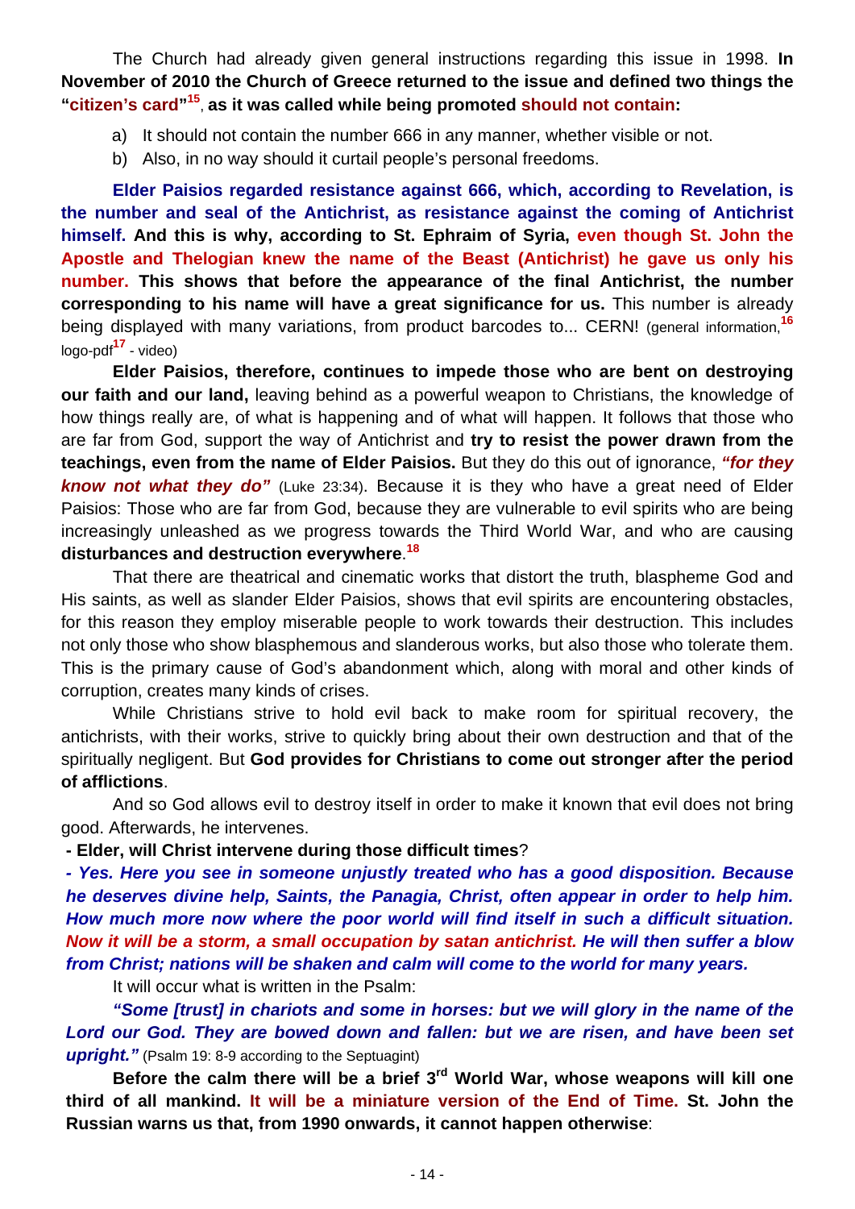The Church had already given general instructions regarding this issue in 1998. **In November of 2010 the Church of Greece returned to the issue and defined two things the "citizen's card"[15], as it was called while being promoted should not contain:**

a) It should not contain the number 666 in any manner, whether visible or not.
b) Also, in no way should it curtail people's personal freedoms.

**Elder Paisios regarded resistance against 666, which, according to Revelation, is the number and seal of the Antichrist, as resistance against the coming of Antichrist himself. And this is why, according to St. Ephraim of Syria, even though St. John the Apostle and Thelogian knew the name of the Beast (Antichrist) he gave us only his number. This shows that before the appearance of the final Antichrist, the number corresponding to his name will have a great significance for us.** This number is already being displayed with many variations, from product barcodes to... CERN! (general information,[16] logo-pdf[17] - video)

**Elder Paisios, therefore, continues to impede those who are bent on destroying our faith and our land,** leaving behind as a powerful weapon to Christians, the knowledge of how things really are, of what is happening and of what will happen. It follows that those who are far from God, support the way of Antichrist and **try to resist the power drawn from the teachings, even from the name of Elder Paisios.** But they do this out of ignorance, ***"for they know not what they do"*** (Luke 23:34). Because it is they who have a great need of Elder Paisios: Those who are far from God, because they are vulnerable to evil spirits who are being increasingly unleashed as we progress towards the Third World War, and who are causing **disturbances and destruction everywhere**.[18]

That there are theatrical and cinematic works that distort the truth, blaspheme God and His saints, as well as slander Elder Paisios, shows that evil spirits are encountering obstacles, for this reason they employ miserable people to work towards their destruction. This includes not only those who show blasphemous and slanderous works, but also those who tolerate them. This is the primary cause of God's abandonment which, along with moral and other kinds of corruption, creates many kinds of crises.

While Christians strive to hold evil back to make room for spiritual recovery, the antichrists, with their works, strive to quickly bring about their own destruction and that of the spiritually negligent. But **God provides for Christians to come out stronger after the period of afflictions**.

And so God allows evil to destroy itself in order to make it known that evil does not bring good. Afterwards, he intervenes.

**- Elder, will Christ intervene during those difficult times**?

***- Yes. Here you see in someone unjustly treated who has a good disposition. Because he deserves divine help, Saints, the Panagia, Christ, often appear in order to help him. How much more now where the poor world will find itself in such a difficult situation. Now it will be a storm, a small occupation by satan antichrist. He will then suffer a blow from Christ; nations will be shaken and calm will come to the world for many years.***

It will occur what is written in the Psalm:

***"Some [trust] in chariots and some in horses: but we will glory in the name of the Lord our God. They are bowed down and fallen: but we are risen, and have been set upright."*** (Psalm 19: 8-9 according to the Septuagint)

**Before the calm there will be a brief 3rd World War, whose weapons will kill one third of all mankind. It will be a miniature version of the End of Time. St. John the Russian warns us that, from 1990 onwards, it cannot happen otherwise**: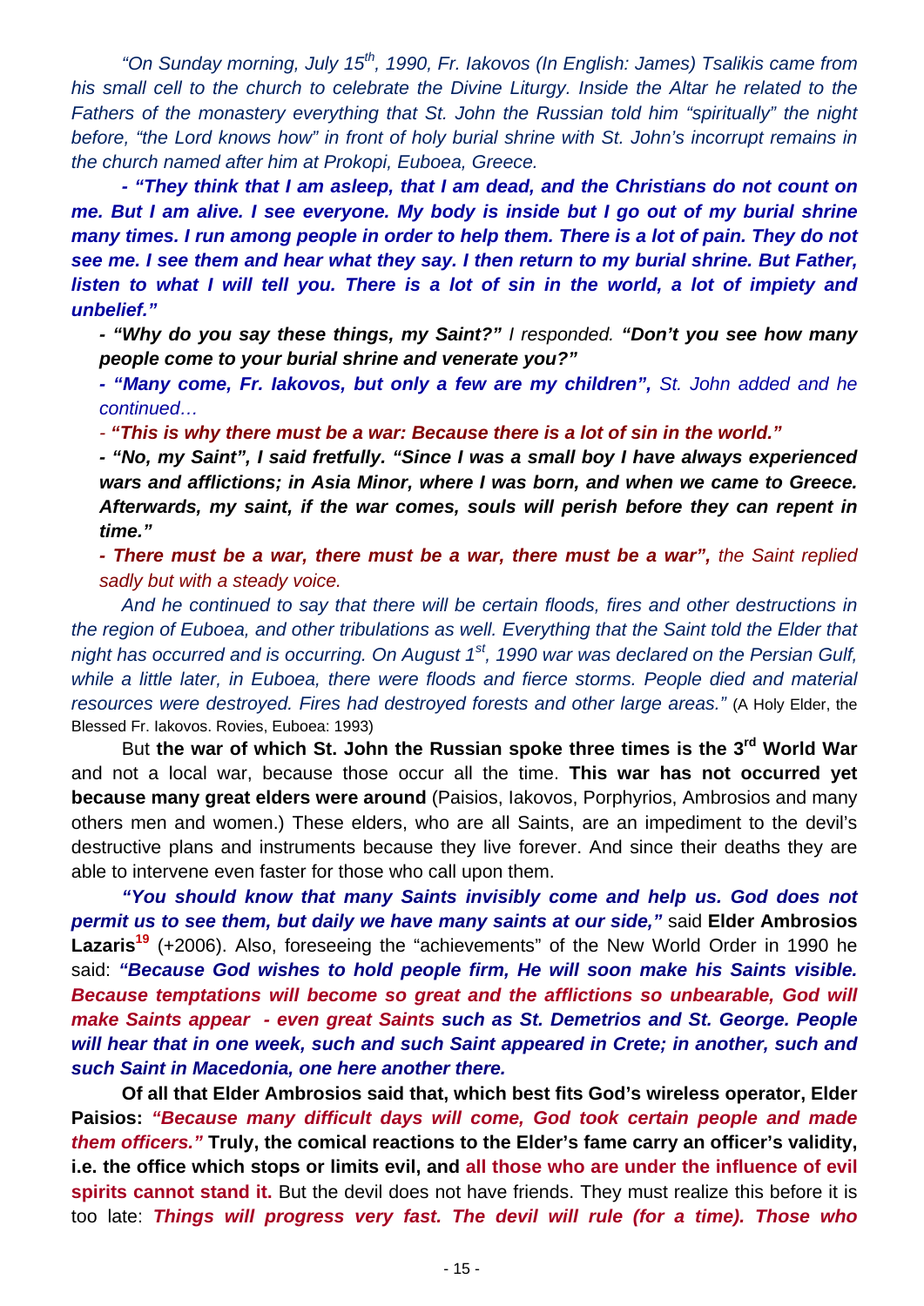*"On Sunday morning, July 15th, 1990, Fr. Iakovos (In English: James) Tsalikis came from his small cell to the church to celebrate the Divine Liturgy. Inside the Altar he related to the Fathers of the monastery everything that St. John the Russian told him "spiritually" the night before, "the Lord knows how" in front of holy burial shrine with St. John's incorrupt remains in the church named after him at Prokopi, Euboea, Greece.*

***- "They think that I am asleep, that I am dead, and the Christians do not count on me. But I am alive. I see everyone. My body is inside but I go out of my burial shrine many times. I run among people in order to help them. There is a lot of pain. They do not see me. I see them and hear what they say. I then return to my burial shrine. But Father, listen to what I will tell you. There is a lot of sin in the world, a lot of impiety and unbelief."***

***- "Why do you say these things, my Saint?"** I responded. **"Don't you see how many people come to your burial shrine and venerate you?"***

***- "Many come, Fr. Iakovos, but only a few are my children",** St. John added and he continued…*

*- **"This is why there must be a war: Because there is a lot of sin in the world."***

***- "No, my Saint", I said fretfully. "Since I was a small boy I have always experienced wars and afflictions; in Asia Minor, where I was born, and when we came to Greece. Afterwards, my saint, if the war comes, souls will perish before they can repent in time."***

***- There must be a war, there must be a war, there must be a war",** the Saint replied sadly but with a steady voice.*

*And he continued to say that there will be certain floods, fires and other destructions in the region of Euboea, and other tribulations as well. Everything that the Saint told the Elder that night has occurred and is occurring. On August 1st, 1990 war was declared on the Persian Gulf, while a little later, in Euboea, there were floods and fierce storms. People died and material resources were destroyed. Fires had destroyed forests and other large areas."* (A Holy Elder, the Blessed Fr. Iakovos. Rovies, Euboea: 1993)

But **the war of which St. John the Russian spoke three times is the 3rd World War** and not a local war, because those occur all the time. **This war has not occurred yet because many great elders were around** (Paisios, Iakovos, Porphyrios, Ambrosios and many others men and women.) These elders, who are all Saints, are an impediment to the devil's destructive plans and instruments because they live forever. And since their deaths they are able to intervene even faster for those who call upon them.

***"You should know that many Saints invisibly come and help us. God does not permit us to see them, but daily we have many saints at our side,"*** said **Elder Ambrosios Lazaris**[19] (+2006). Also, foreseeing the "achievements" of the New World Order in 1990 he said: ***"Because God wishes to hold people firm, He will soon make his Saints visible. Because temptations will become so great and the afflictions so unbearable, God will make Saints appear - even great Saints such as St. Demetrios and St. George. People will hear that in one week, such and such Saint appeared in Crete; in another, such and such Saint in Macedonia, one here another there.***

**Of all that Elder Ambrosios said that, which best fits God's wireless operator, Elder Paisios:** ***"Because many difficult days will come, God took certain people and made them officers."*** **Truly, the comical reactions to the Elder's fame carry an officer's validity, i.e. the office which stops or limits evil, and all those who are under the influence of evil spirits cannot stand it.** But the devil does not have friends. They must realize this before it is too late: ***Things will progress very fast. The devil will rule (for a time). Those who***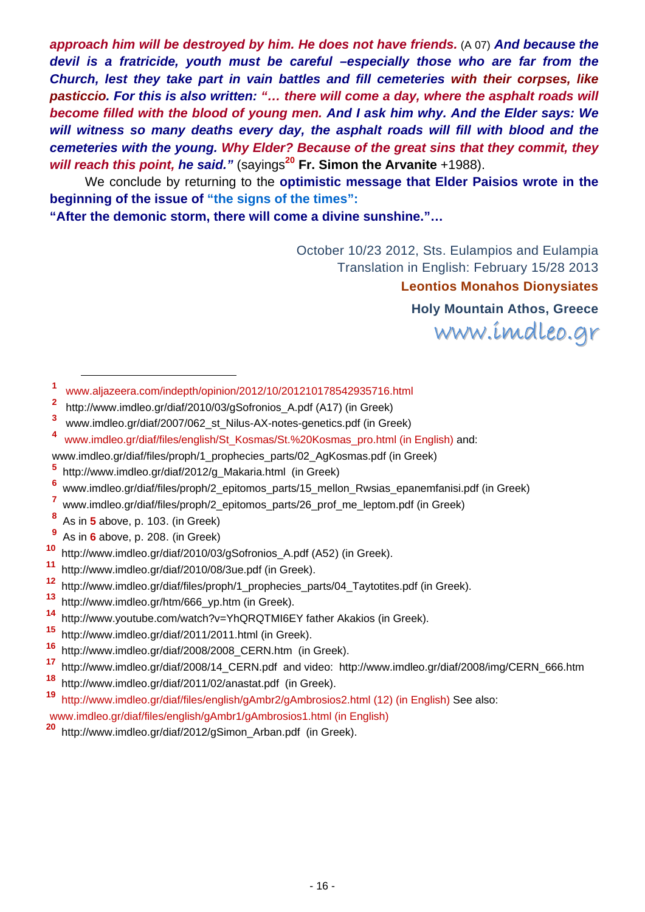***approach him will be destroyed by him. He does not have friends.*** (A 07) ***And because the devil is a fratricide, youth must be careful –especially those who are far from the Church, lest they take part in vain battles and fill cemeteries with their corpses, like pasticcio. For this is also written: "… there will come a day, where the asphalt roads will become filled with the blood of young men. And I ask him why. And the Elder says: We will witness so many deaths every day, the asphalt roads will fill with blood and the cemeteries with the young. Why Elder? Because of the great sins that they commit, they will reach this point, he said."*** (sayings[20] **Fr. Simon the Arvanite** +1988).

We conclude by returning to the **optimistic message that Elder Paisios wrote in the beginning of the issue of "the signs of the times":**

**"After the demonic storm, there will come a divine sunshine."…**

October 10/23 2012, Sts. Eulampios and Eulampia
Translation in English: February 15/28 2013
**Leontios Monahos Dionysiates**
**Holy Mountain Athos, Greece**
www.imdleo.gr

---

[1] www.aljazeera.com/indepth/opinion/2012/10/201210178542935716.html
[2] http://www.imdleo.gr/diaf/2010/03/gSofronios_A.pdf (A17) (in Greek)
[3] www.imdleo.gr/diaf/2007/062_st_Nilus-AX-notes-genetics.pdf (in Greek)
[4] www.imdleo.gr/diaf/files/english/St_Kosmas/St.%20Kosmas_pro.html (in English) and:
www.imdleo.gr/diaf/files/proph/1_prophecies_parts/02_AgKosmas.pdf (in Greek)
[5] http://www.imdleo.gr/diaf/2012/g_Makaria.html (in Greek)
[6] www.imdleo.gr/diaf/files/proph/2_epitomos_parts/15_mellon_Rwsias_epanemfanisi.pdf (in Greek)
[7] www.imdleo.gr/diaf/files/proph/2_epitomos_parts/26_prof_me_leptom.pdf (in Greek)
[8] As in **5** above, p. 103. (in Greek)
[9] As in **6** above, p. 208. (in Greek)
[10] http://www.imdleo.gr/diaf/2010/03/gSofronios_A.pdf (A52) (in Greek).
[11] http://www.imdleo.gr/diaf/2010/08/3ue.pdf (in Greek).
[12] http://www.imdleo.gr/diaf/files/proph/1_prophecies_parts/04_Taytotites.pdf (in Greek).
[13] http://www.imdleo.gr/htm/666_yp.htm (in Greek).
[14] http://www.youtube.com/watch?v=YhQRQTMI6EY father Akakios (in Greek).
[15] http://www.imdleo.gr/diaf/2011/2011.html (in Greek).
[16] http://www.imdleo.gr/diaf/2008/2008_CERN.htm (in Greek).
[17] http://www.imdleo.gr/diaf/2008/14_CERN.pdf and video: http://www.imdleo.gr/diaf/2008/img/CERN_666.htm
[18] http://www.imdleo.gr/diaf/2011/02/anastat.pdf (in Greek).
[19] http://www.imdleo.gr/diaf/files/english/gAmbr2/gAmbrosios2.html (12) (in English) See also:
www.imdleo.gr/diaf/files/english/gAmbr1/gAmbrosios1.html (in English)
[20] http://www.imdleo.gr/diaf/2012/gSimon_Arban.pdf (in Greek).